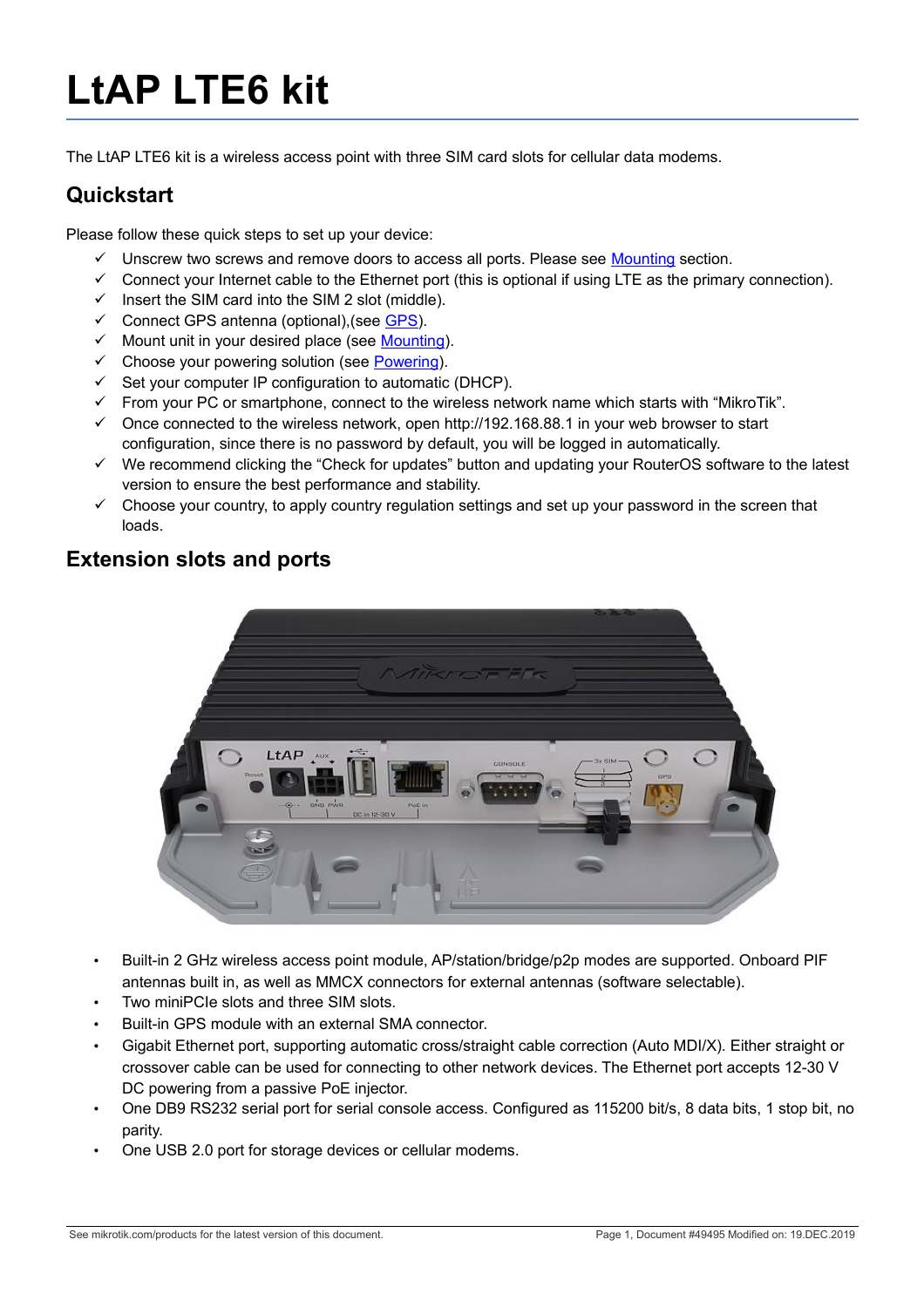# LtAP LTE6 kit

The LtAP LTE6 kit is a wireless access point with three SIM card slots for cellular data modems.

## Quickstart

Please follow these quick steps to set up your device:

- ✓ Unscrew two screws and remove doors to access all ports. Please see Mounting section.
- ✓ Connect your Internet cable to the Ethernet port (this is optional if using LTE as the primary connection).
- ✓ Insert the SIM card into the SIM 2 slot (middle).
- ✓ Connect GPS antenna (optional),(see GPS).
- ✓ Mount unit in your desired place (see Mounting).
- ✓ Choose your powering solution (see Powering).
- ✓ Set your computer IP configuration to automatic (DHCP).
- ✓ From your PC or smartphone, connect to the wireless network name which starts with "MikroTik".
- ✓ Once connected to the wireless network, open http://192.168.88.1 in your web browser to start configuration, since there is no password by default, you will be logged in automatically.
- ✓ We recommend clicking the "Check for updates" button and updating your RouterOS software to the latest version to ensure the best performance and stability.
- ✓ Choose your country, to apply country regulation settings and set up your password in the screen that loads.

## Extension slots and ports

- Built-in 2 GHz wireless access point module, AP/station/bridge/p2p modes are supported. Onboard PIF antennas built in, as well as MMCX connectors for external antennas (software selectable).
- Two miniPCIe slots and three SIM slots.
- Built-in GPS module with an external SMA connector.
- Gigabit Ethernet port, supporting automatic cross/straight cable correction (Auto MDI/X). Either straight or crossover cable can be used for connecting to other network devices. The Ethernet port accepts 12-30 V DC powering from a passive PoE injector.
- One DB9 RS232 serial port for serial console access. Configured as 115200 bit/s, 8 data bits, 1 stop bit, no parity.
- One USB 2.0 port for storage devices or cellular modems.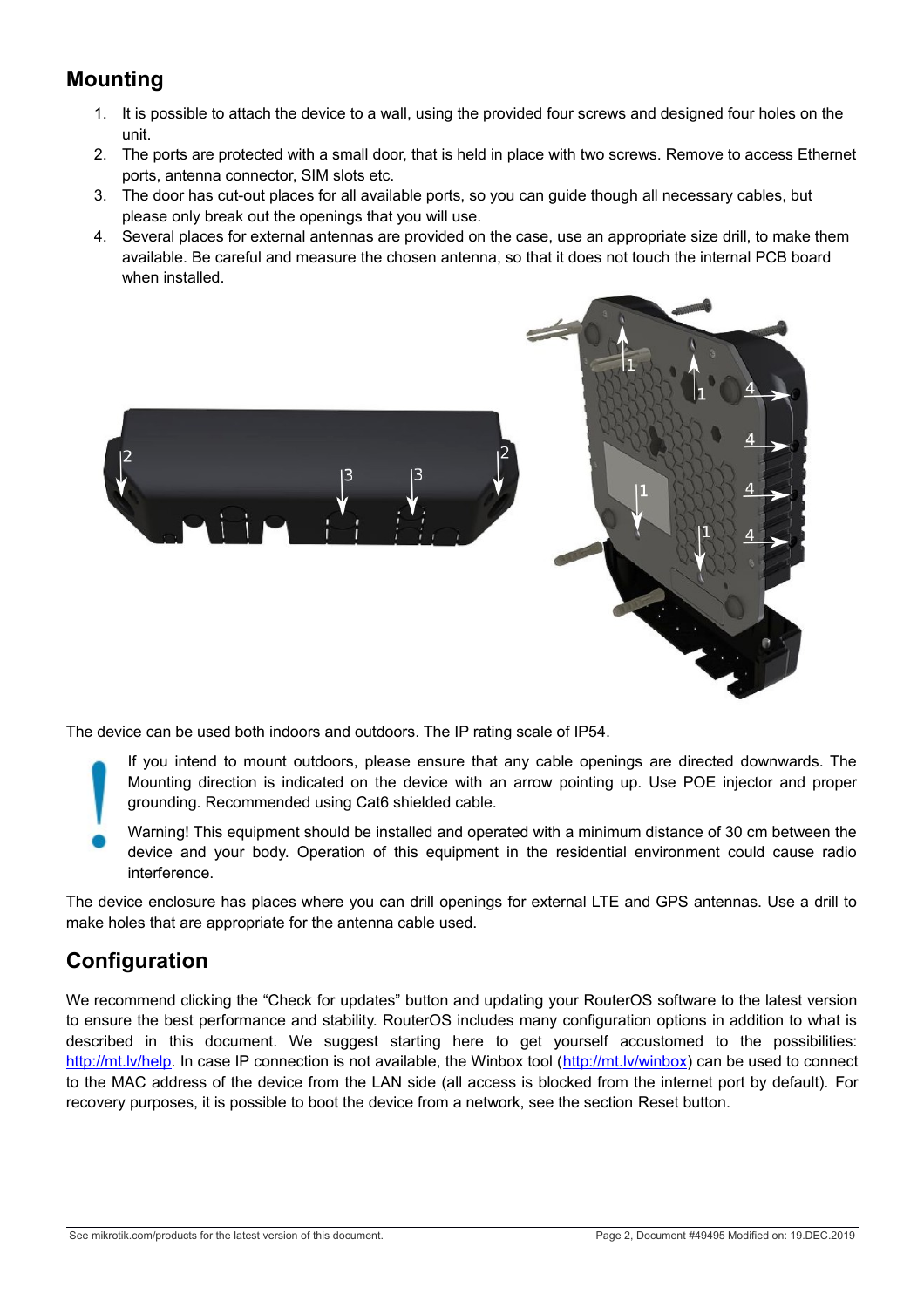## Mounting

1. It is possible to attach the device to a wall, using the provided four screws and designed four holes on the unit.
2. The ports are protected with a small door, that is held in place with two screws. Remove to access Ethernet ports, antenna connector, SIM slots etc.
3. The door has cut-out places for all available ports, so you can guide though all necessary cables, but please only break out the openings that you will use.
4. Several places for external antennas are provided on the case, use an appropriate size drill, to make them available. Be careful and measure the chosen antenna, so that it does not touch the internal PCB board when installed.

The device can be used both indoors and outdoors. The IP rating scale of IP54.

If you intend to mount outdoors, please ensure that any cable openings are directed downwards. The Mounting direction is indicated on the device with an arrow pointing up. Use POE injector and proper grounding. Recommended using Cat6 shielded cable.

Warning! This equipment should be installed and operated with a minimum distance of 30 cm between the device and your body. Operation of this equipment in the residential environment could cause radio interference.

The device enclosure has places where you can drill openings for external LTE and GPS antennas. Use a drill to make holes that are appropriate for the antenna cable used.

## Configuration

We recommend clicking the "Check for updates" button and updating your RouterOS software to the latest version to ensure the best performance and stability. RouterOS includes many configuration options in addition to what is described in this document. We suggest starting here to get yourself accustomed to the possibilities: http://mt.lv/help. In case IP connection is not available, the Winbox tool (http://mt.lv/winbox) can be used to connect to the MAC address of the device from the LAN side (all access is blocked from the internet port by default). For recovery purposes, it is possible to boot the device from a network, see the section Reset button.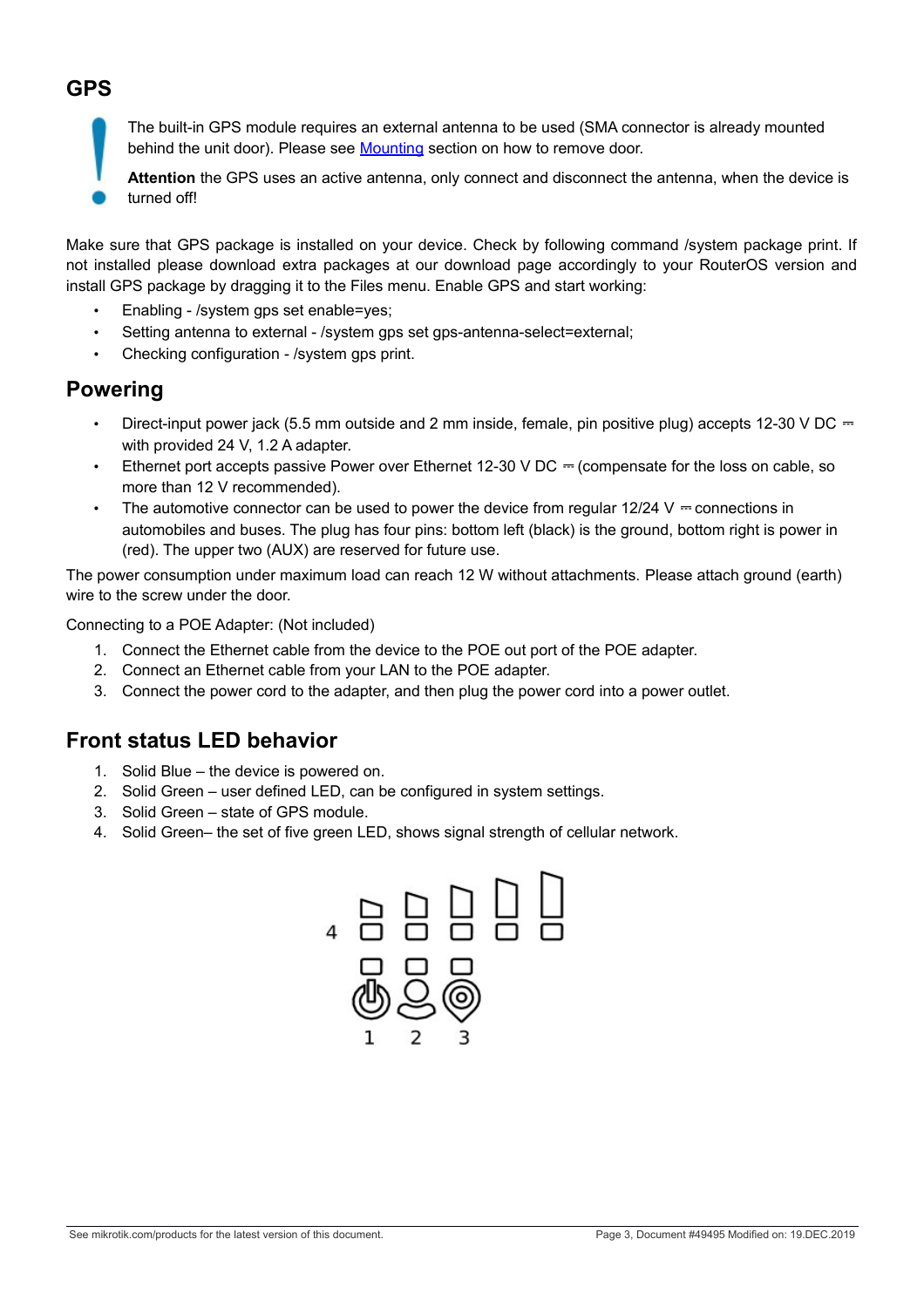## GPS

The built-in GPS module requires an external antenna to be used (SMA connector is already mounted behind the unit door). Please see Mounting section on how to remove door.

**Attention** the GPS uses an active antenna, only connect and disconnect the antenna, when the device is turned off!

Make sure that GPS package is installed on your device. Check by following command /system package print. If not installed please download extra packages at our download page accordingly to your RouterOS version and install GPS package by dragging it to the Files menu. Enable GPS and start working:

- Enabling - /system gps set enable=yes;
- Setting antenna to external - /system gps set gps-antenna-select=external;
- Checking configuration - /system gps print.

## Powering

- Direct-input power jack (5.5 mm outside and 2 mm inside, female, pin positive plug) accepts 12-30 V DC ⎓ with provided 24 V, 1.2 A adapter.
- Ethernet port accepts passive Power over Ethernet 12-30 V DC ⎓ (compensate for the loss on cable, so more than 12 V recommended).
- The automotive connector can be used to power the device from regular 12/24 V ⎓ connections in automobiles and buses. The plug has four pins: bottom left (black) is the ground, bottom right is power in (red). The upper two (AUX) are reserved for future use.

The power consumption under maximum load can reach 12 W without attachments. Please attach ground (earth) wire to the screw under the door.

Connecting to a POE Adapter: (Not included)

1. Connect the Ethernet cable from the device to the POE out port of the POE adapter.
2. Connect an Ethernet cable from your LAN to the POE adapter.
3. Connect the power cord to the adapter, and then plug the power cord into a power outlet.

## Front status LED behavior

1. Solid Blue – the device is powered on.
2. Solid Green – user defined LED, can be configured in system settings.
3. Solid Green – state of GPS module.
4. Solid Green– the set of five green LED, shows signal strength of cellular network.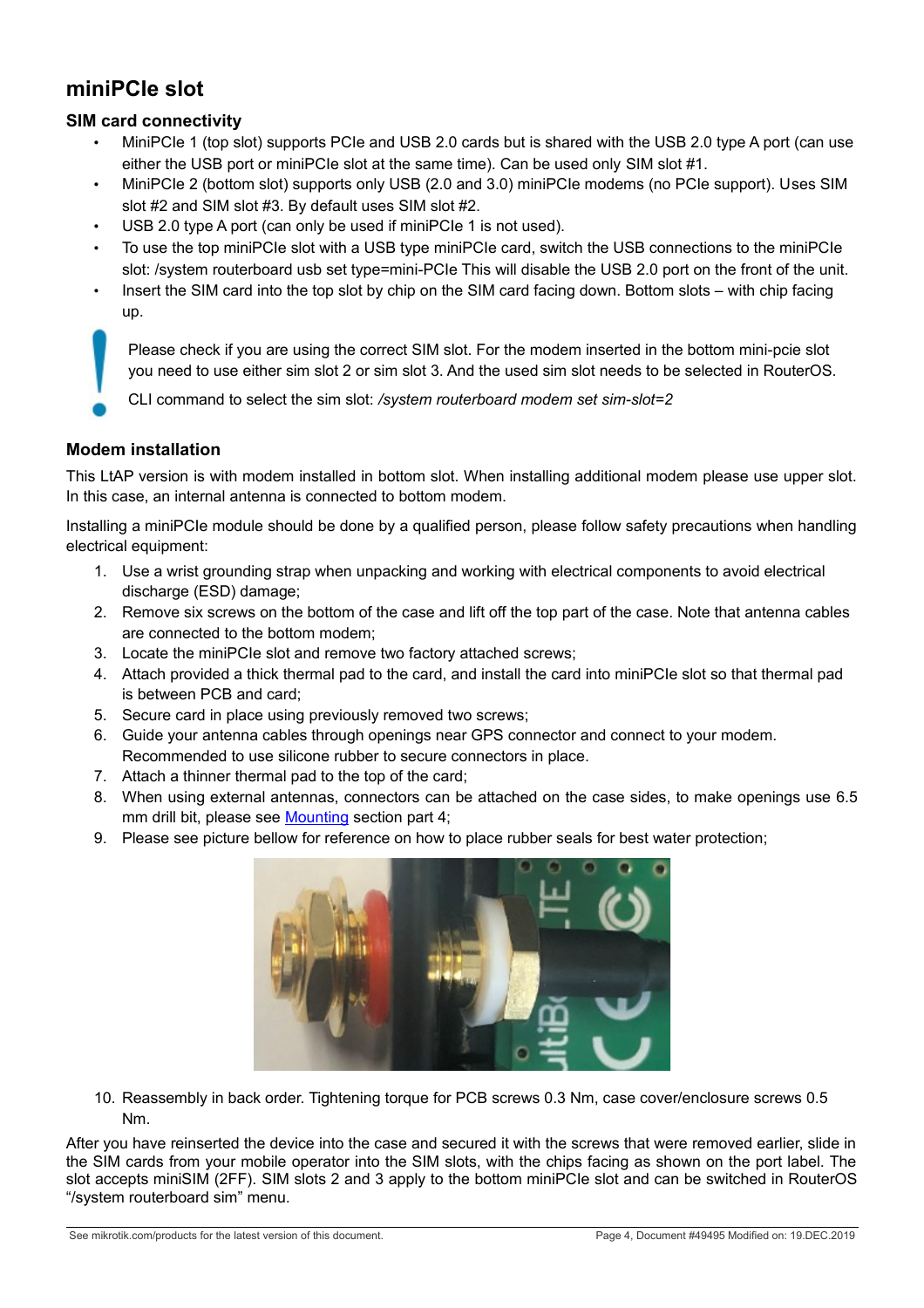## miniPCIe slot

### SIM card connectivity

- MiniPCIe 1 (top slot) supports PCIe and USB 2.0 cards but is shared with the USB 2.0 type A port (can use either the USB port or miniPCIe slot at the same time). Can be used only SIM slot #1.
- MiniPCIe 2 (bottom slot) supports only USB (2.0 and 3.0) miniPCIe modems (no PCIe support). Uses SIM slot #2 and SIM slot #3. By default uses SIM slot #2.
- USB 2.0 type A port (can only be used if miniPCIe 1 is not used).
- To use the top miniPCIe slot with a USB type miniPCIe card, switch the USB connections to the miniPCIe slot: /system routerboard usb set type=mini-PCIe This will disable the USB 2.0 port on the front of the unit.
- Insert the SIM card into the top slot by chip on the SIM card facing down. Bottom slots – with chip facing up.

> Please check if you are using the correct SIM slot. For the modem inserted in the bottom mini-pcie slot you need to use either sim slot 2 or sim slot 3. And the used sim slot needs to be selected in RouterOS.
>
> CLI command to select the sim slot: */system routerboard modem set sim-slot=2*

### Modem installation

This LtAP version is with modem installed in bottom slot. When installing additional modem please use upper slot. In this case, an internal antenna is connected to bottom modem.

Installing a miniPCIe module should be done by a qualified person, please follow safety precautions when handling electrical equipment:

1. Use a wrist grounding strap when unpacking and working with electrical components to avoid electrical discharge (ESD) damage;
2. Remove six screws on the bottom of the case and lift off the top part of the case. Note that antenna cables are connected to the bottom modem;
3. Locate the miniPCIe slot and remove two factory attached screws;
4. Attach provided a thick thermal pad to the card, and install the card into miniPCIe slot so that thermal pad is between PCB and card;
5. Secure card in place using previously removed two screws;
6. Guide your antenna cables through openings near GPS connector and connect to your modem. Recommended to use silicone rubber to secure connectors in place.
7. Attach a thinner thermal pad to the top of the card;
8. When using external antennas, connectors can be attached on the case sides, to make openings use 6.5 mm drill bit, please see Mounting section part 4;
9. Please see picture bellow for reference on how to place rubber seals for best water protection;
10. Reassembly in back order. Tightening torque for PCB screws 0.3 Nm, case cover/enclosure screws 0.5 Nm.

After you have reinserted the device into the case and secured it with the screws that were removed earlier, slide in the SIM cards from your mobile operator into the SIM slots, with the chips facing as shown on the port label. The slot accepts miniSIM (2FF). SIM slots 2 and 3 apply to the bottom miniPCIe slot and can be switched in RouterOS "/system routerboard sim" menu.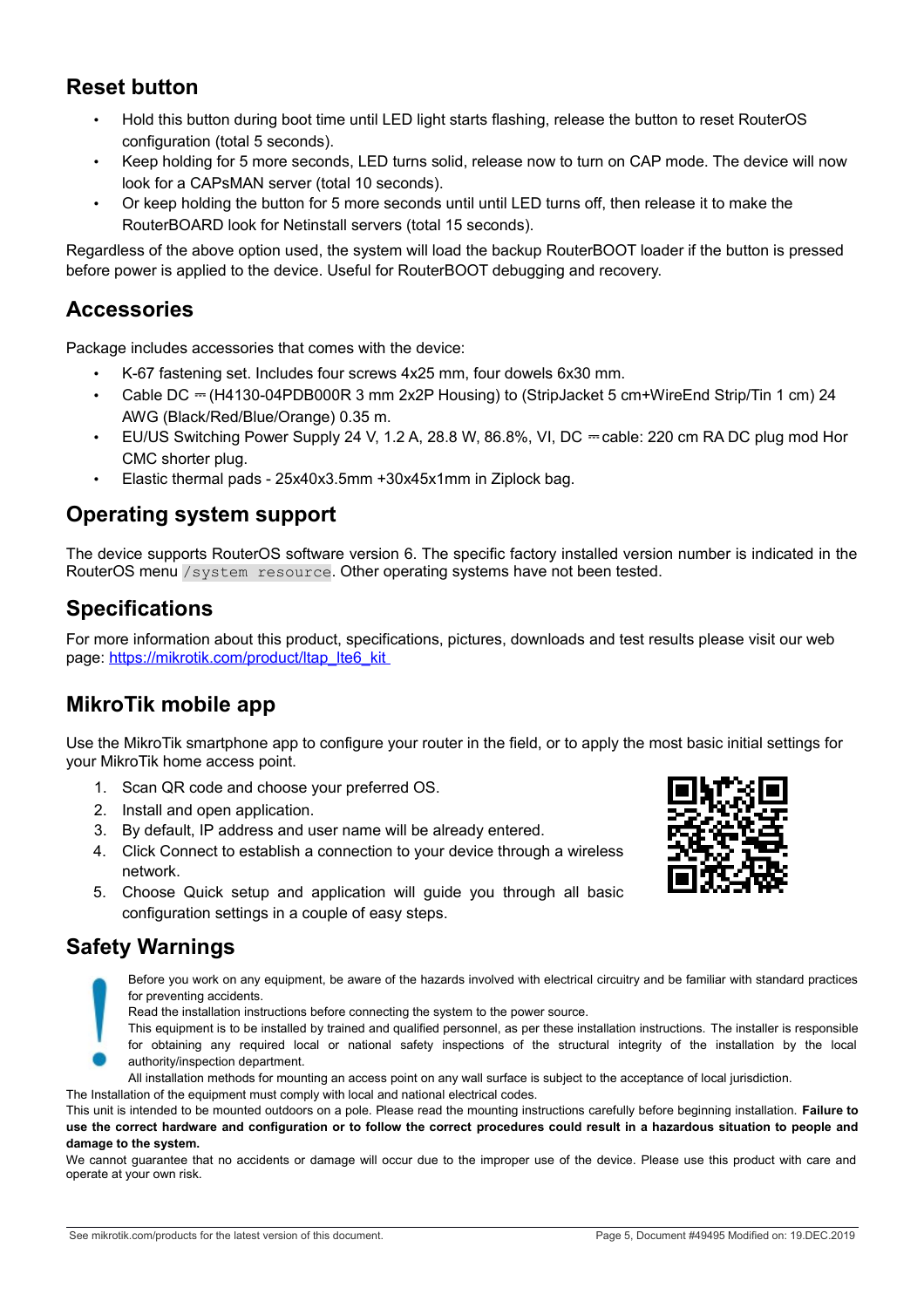## Reset button

- Hold this button during boot time until LED light starts flashing, release the button to reset RouterOS configuration (total 5 seconds).
- Keep holding for 5 more seconds, LED turns solid, release now to turn on CAP mode. The device will now look for a CAPsMAN server (total 10 seconds).
- Or keep holding the button for 5 more seconds until until LED turns off, then release it to make the RouterBOARD look for Netinstall servers (total 15 seconds).

Regardless of the above option used, the system will load the backup RouterBOOT loader if the button is pressed before power is applied to the device. Useful for RouterBOOT debugging and recovery.

## Accessories

Package includes accessories that comes with the device:

- K-67 fastening set. Includes four screws 4x25 mm, four dowels 6x30 mm.
- Cable DC ⎓ (H4130-04PDB000R 3 mm 2x2P Housing) to (StripJacket 5 cm+WireEnd Strip/Tin 1 cm) 24 AWG (Black/Red/Blue/Orange) 0.35 m.
- EU/US Switching Power Supply 24 V, 1.2 A, 28.8 W, 86.8%, VI, DC ⎓ cable: 220 cm RA DC plug mod Hor CMC shorter plug.
- Elastic thermal pads - 25x40x3.5mm +30x45x1mm in Ziplock bag.

## Operating system support

The device supports RouterOS software version 6. The specific factory installed version number is indicated in the RouterOS menu `/system resource`. Other operating systems have not been tested.

## Specifications

For more information about this product, specifications, pictures, downloads and test results please visit our web page: [https://mikrotik.com/product/ltap_lte6_kit](https://mikrotik.com/product/ltap_lte6_kit)

## MikroTik mobile app

Use the MikroTik smartphone app to configure your router in the field, or to apply the most basic initial settings for your MikroTik home access point.

1. Scan QR code and choose your preferred OS.
2. Install and open application.
3. By default, IP address and user name will be already entered.
4. Click Connect to establish a connection to your device through a wireless network.
5. Choose Quick setup and application will guide you through all basic configuration settings in a couple of easy steps.

## Safety Warnings

Before you work on any equipment, be aware of the hazards involved with electrical circuitry and be familiar with standard practices for preventing accidents.

Read the installation instructions before connecting the system to the power source.

This equipment is to be installed by trained and qualified personnel, as per these installation instructions. The installer is responsible for obtaining any required local or national safety inspections of the structural integrity of the installation by the local authority/inspection department.

All installation methods for mounting an access point on any wall surface is subject to the acceptance of local jurisdiction.

The Installation of the equipment must comply with local and national electrical codes.

This unit is intended to be mounted outdoors on a pole. Please read the mounting instructions carefully before beginning installation. **Failure to use the correct hardware and configuration or to follow the correct procedures could result in a hazardous situation to people and damage to the system.**

We cannot guarantee that no accidents or damage will occur due to the improper use of the device. Please use this product with care and operate at your own risk.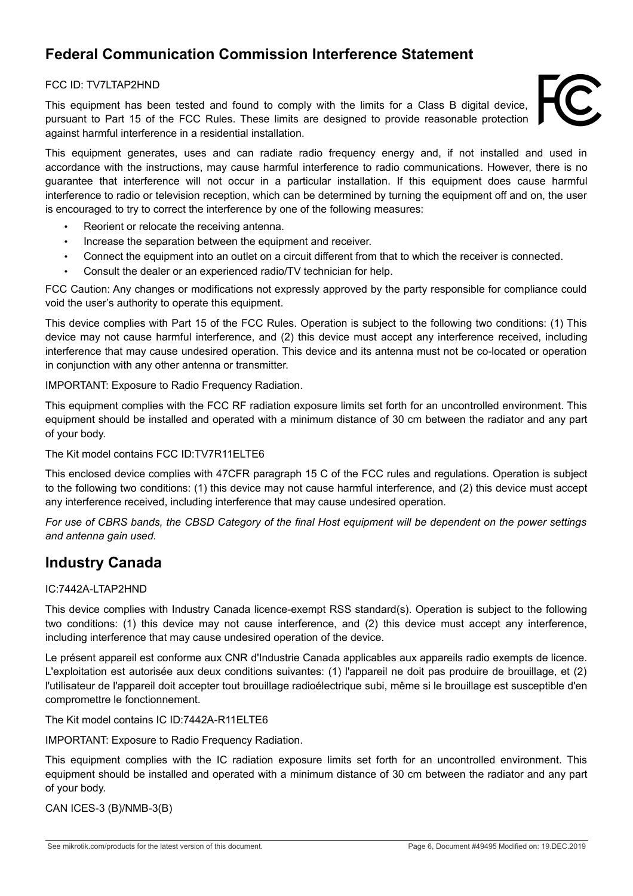## Federal Communication Commission Interference Statement

FCC ID: TV7LTAP2HND

This equipment has been tested and found to comply with the limits for a Class B digital device, pursuant to Part 15 of the FCC Rules. These limits are designed to provide reasonable protection against harmful interference in a residential installation.

This equipment generates, uses and can radiate radio frequency energy and, if not installed and used in accordance with the instructions, may cause harmful interference to radio communications. However, there is no guarantee that interference will not occur in a particular installation. If this equipment does cause harmful interference to radio or television reception, which can be determined by turning the equipment off and on, the user is encouraged to try to correct the interference by one of the following measures:

- Reorient or relocate the receiving antenna.
- Increase the separation between the equipment and receiver.
- Connect the equipment into an outlet on a circuit different from that to which the receiver is connected.
- Consult the dealer or an experienced radio/TV technician for help.

FCC Caution: Any changes or modifications not expressly approved by the party responsible for compliance could void the user's authority to operate this equipment.

This device complies with Part 15 of the FCC Rules. Operation is subject to the following two conditions: (1) This device may not cause harmful interference, and (2) this device must accept any interference received, including interference that may cause undesired operation. This device and its antenna must not be co-located or operation in conjunction with any other antenna or transmitter.

IMPORTANT: Exposure to Radio Frequency Radiation.

This equipment complies with the FCC RF radiation exposure limits set forth for an uncontrolled environment. This equipment should be installed and operated with a minimum distance of 30 cm between the radiator and any part of your body.

The Kit model contains FCC ID:TV7R11ELTE6

This enclosed device complies with 47CFR paragraph 15 C of the FCC rules and regulations. Operation is subject to the following two conditions: (1) this device may not cause harmful interference, and (2) this device must accept any interference received, including interference that may cause undesired operation.

*For use of CBRS bands, the CBSD Category of the final Host equipment will be dependent on the power settings and antenna gain used.*

## Industry Canada

IC:7442A-LTAP2HND

This device complies with Industry Canada licence-exempt RSS standard(s). Operation is subject to the following two conditions: (1) this device may not cause interference, and (2) this device must accept any interference, including interference that may cause undesired operation of the device.

Le présent appareil est conforme aux CNR d'Industrie Canada applicables aux appareils radio exempts de licence. L'exploitation est autorisée aux deux conditions suivantes: (1) l'appareil ne doit pas produire de brouillage, et (2) l'utilisateur de l'appareil doit accepter tout brouillage radioélectrique subi, même si le brouillage est susceptible d'en compromettre le fonctionnement.

The Kit model contains IC ID:7442A-R11ELTE6

IMPORTANT: Exposure to Radio Frequency Radiation.

This equipment complies with the IC radiation exposure limits set forth for an uncontrolled environment. This equipment should be installed and operated with a minimum distance of 30 cm between the radiator and any part of your body.

CAN ICES-3 (B)/NMB-3(B)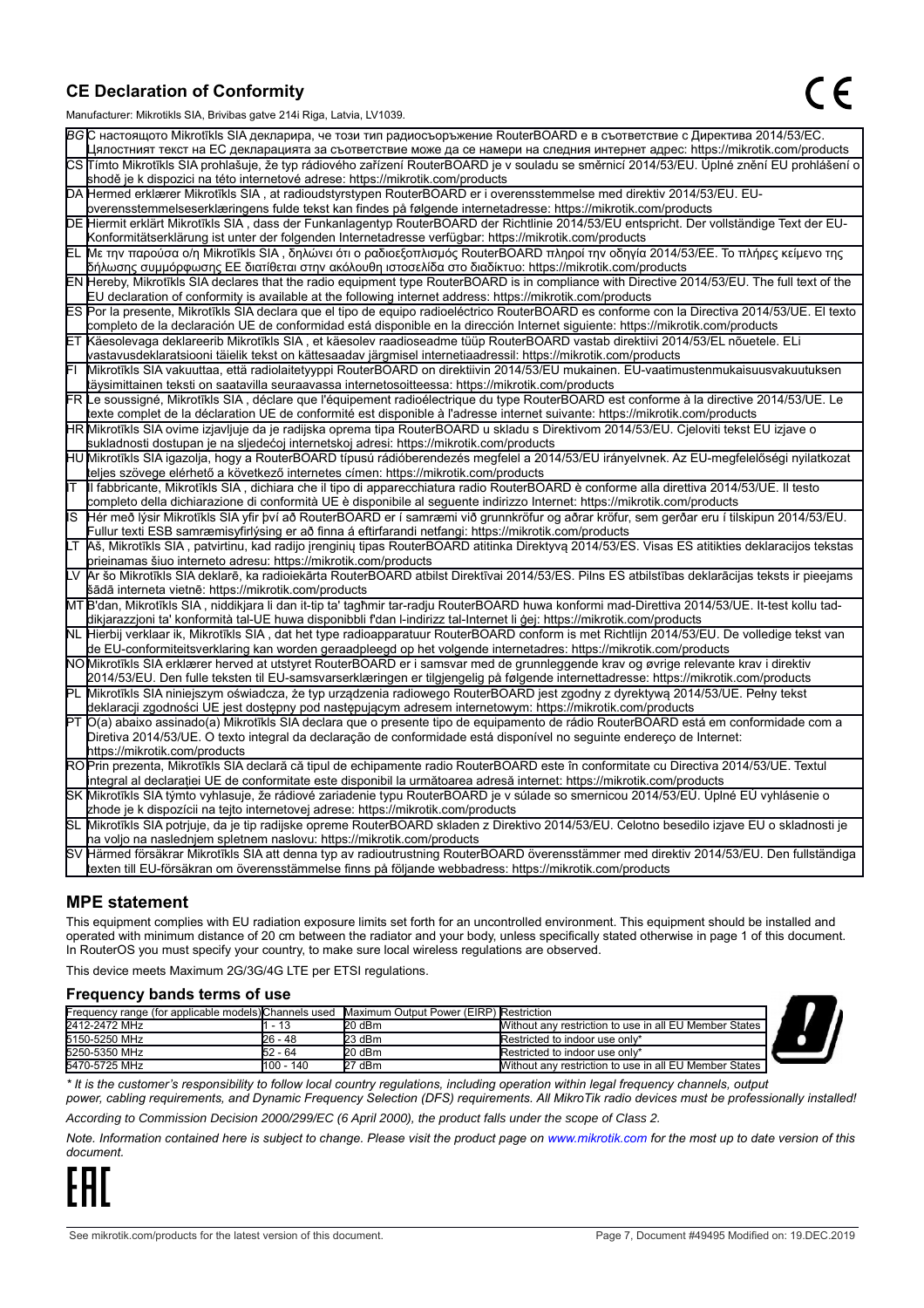## CE Declaration of Conformity

Manufacturer: Mikrotikls SIA, Brivibas gatve 214i Riga, Latvia, LV1039.

| | |
|---|---|
| BG | С настоящото Mikrotīkls SIA декларира, че този тип радиосъоръжение RouterBOARD е в съответствие с Директива 2014/53/ЕС. Цялостният текст на ЕС декларацията за съответствие може да се намери на следния интернет адрес: https://mikrotik.com/products |
| CS | Tímto Mikrotīkls SIA prohlašuje, že typ rádiového zařízení RouterBOARD je v souladu se směrnicí 2014/53/EU. Úplné znění EU prohlášení o shodě je k dispozici na této internetové adrese: https://mikrotik.com/products |
| DA | Hermed erklærer Mikrotīkls SIA , at radioudstyrstypen RouterBOARD er i overensstemmelse med direktiv 2014/53/EU. EU-overensstemmelseserklæringens fulde tekst kan findes på følgende internetadresse: https://mikrotik.com/products |
| DE | Hiermit erklärt Mikrotīkls SIA , dass der Funkanlagentyp RouterBOARD der Richtlinie 2014/53/EU entspricht. Der vollständige Text der EU-Konformitätserklärung ist unter der folgenden Internetadresse verfügbar: https://mikrotik.com/products |
| EL | Με την παρούσα ο/η Mikrotīkls SIA , δηλώνει ότι ο ραδιοεξοπλισμός RouterBOARD πληροί την οδηγία 2014/53/ΕΕ. Το πλήρες κείμενο της δήλωσης συμμόρφωσης ΕΕ διατίθεται στην ακόλουθη ιστοσελίδα στο διαδίκτυο: https://mikrotik.com/products |
| EN | Hereby, Mikrotīkls SIA declares that the radio equipment type RouterBOARD is in compliance with Directive 2014/53/EU. The full text of the EU declaration of conformity is available at the following internet address: https://mikrotik.com/products |
| ES | Por la presente, Mikrotīkls SIA declara que el tipo de equipo radioeléctrico RouterBOARD es conforme con la Directiva 2014/53/UE. El texto completo de la declaración UE de conformidad está disponible en la dirección Internet siguiente: https://mikrotik.com/products |
| ET | Käesolevaga deklareerib Mikrotīkls SIA , et käesolev raadioseadme tüüp RouterBOARD vastab direktiivi 2014/53/EL nõuetele. ELi vastavusdeklaratsiooni täielik tekst on kättesaadav järgmisel internetiaadressil: https://mikrotik.com/products |
| FI | Mikrotīkls SIA vakuuttaa, että radiolaitetyyppi RouterBOARD on direktiivin 2014/53/EU mukainen. EU-vaatimustenmukaisuusvakuutuksen täysimittainen teksti on saatavilla seuraavassa internetosoitteessa: https://mikrotik.com/products |
| FR | Le soussigné, Mikrotīkls SIA , déclare que l'équipement radioélectrique du type RouterBOARD est conforme à la directive 2014/53/UE. Le texte complet de la déclaration UE de conformité est disponible à l'adresse internet suivante: https://mikrotik.com/products |
| HR | Mikrotīkls SIA ovime izjavljuje da je radijska oprema tipa RouterBOARD u skladu s Direktivom 2014/53/EU. Cjeloviti tekst EU izjave o sukladnosti dostupan je na sljedećoj internetskoj adresi: https://mikrotik.com/products |
| HU | Mikrotīkls SIA igazolja, hogy a RouterBOARD típusú rádióberendezés megfelel a 2014/53/EU irányelvnek. Az EU-megfelelőségi nyilatkozat teljes szövege elérhető a következő internetes címen: https://mikrotik.com/products |
| IT | Il fabbricante, Mikrotīkls SIA , dichiara che il tipo di apparecchiatura radio RouterBOARD è conforme alla direttiva 2014/53/UE. Il testo completo della dichiarazione di conformità UE è disponibile al seguente indirizzo Internet: https://mikrotik.com/products |
| IS | Hér með lýsir Mikrotīkls SIA yfir því að RouterBOARD er í samræmi við grunnkröfur og aðrar kröfur, sem gerðar eru í tilskipun 2014/53/EU. Fullur texti ESB samræmisyfirlýsing er að finna á eftirfarandi netfangi: https://mikrotik.com/products |
| LT | Aš, Mikrotīkls SIA , patvirtinu, kad radijo įrenginių tipas RouterBOARD atitinka Direktyvą 2014/53/ES. Visas ES atitikties deklaracijos tekstas prieinamas šiuo interneto adresu: https://mikrotik.com/products |
| LV | Ar šo Mikrotīkls SIA deklarē, ka radioiekārta RouterBOARD atbilst Direktīvai 2014/53/ES. Pilns ES atbilstības deklarācijas teksts ir pieejams šādā interneta vietnē: https://mikrotik.com/products |
| MT | B'dan, Mikrotīkls SIA , niddikjara li dan it-tip ta' tagħmir tar-radju RouterBOARD huwa konformi mad-Direttiva 2014/53/UE. It-test kollu tad-dikjarazzjoni ta' konformità tal-UE huwa disponibbli f'dan l-indirizz tal-Internet li ġej: https://mikrotik.com/products |
| NL | Hierbij verklaar ik, Mikrotīkls SIA , dat het type radioapparatuur RouterBOARD conform is met Richtlijn 2014/53/EU. De volledige tekst van de EU-conformiteitsverklaring kan worden geraadpleegd op het volgende internetadres: https://mikrotik.com/products |
| NO | Mikrotīkls SIA erklærer herved at utstyret RouterBOARD er i samsvar med de grunnleggende krav og øvrige relevante krav i direktiv 2014/53/EU. Den fulle teksten til EU-samsvarserklæringen er tilgjengelig på følgende internettadresse: https://mikrotik.com/products |
| PL | Mikrotīkls SIA niniejszym oświadcza, że typ urządzenia radiowego RouterBOARD jest zgodny z dyrektywą 2014/53/UE. Pełny tekst deklaracji zgodności UE jest dostępny pod następującym adresem internetowym: https://mikrotik.com/products |
| PT | O(a) abaixo assinado(a) Mikrotīkls SIA declara que o presente tipo de equipamento de rádio RouterBOARD está em conformidade com a Diretiva 2014/53/UE. O texto integral da declaração de conformidade está disponível no seguinte endereço de Internet: https://mikrotik.com/products |
| RO | Prin prezenta, Mikrotīkls SIA declară că tipul de echipamente radio RouterBOARD este în conformitate cu Directiva 2014/53/UE. Textul integral al declarației UE de conformitate este disponibil la următoarea adresă internet: https://mikrotik.com/products |
| SK | Mikrotīkls SIA týmto vyhlasuje, že rádiové zariadenie typu RouterBOARD je v súlade so smernicou 2014/53/EÚ. Úplné EÚ vyhlásenie o zhode je k dispozícii na tejto internetovej adrese: https://mikrotik.com/products |
| SL | Mikrotīkls SIA potrjuje, da je tip radijske opreme RouterBOARD skladen z Direktivo 2014/53/EU. Celotno besedilo izjave EU o skladnosti je na voljo na naslednjem spletnem naslovu: https://mikrotik.com/products |
| SV | Härmed försäkrar Mikrotīkls SIA att denna typ av radioutrustning RouterBOARD överensstämmer med direktiv 2014/53/EU. Den fullständiga texten till EU-försäkran om överensstämmelse finns på följande webbadress: https://mikrotik.com/products |

## MPE statement

This equipment complies with EU radiation exposure limits set forth for an uncontrolled environment. This equipment should be installed and operated with minimum distance of 20 cm between the radiator and your body, unless specifically stated otherwise in page 1 of this document. In RouterOS you must specify your country, to make sure local wireless regulations are observed.

This device meets Maximum 2G/3G/4G LTE per ETSI regulations.

### Frequency bands terms of use

| Frequency range (for applicable models) | Channels used | Maximum Output Power (EIRP) | Restriction |
|---|---|---|---|
| 2412-2472 MHz | 1 - 13 | 20 dBm | Without any restriction to use in all EU Member States |
| 5150-5250 MHz | 26 - 48 | 23 dBm | Restricted to indoor use only* |
| 5250-5350 MHz | 52 - 64 | 20 dBm | Restricted to indoor use only* |
| 5470-5725 MHz | 100 - 140 | 27 dBm | Without any restriction to use in all EU Member States |

*\* It is the customer's responsibility to follow local country regulations, including operation within legal frequency channels, output power, cabling requirements, and Dynamic Frequency Selection (DFS) requirements. All MikroTik radio devices must be professionally installed!*

*According to Commission Decision 2000/299/EC (6 April 2000), the product falls under the scope of Class 2.*

*Note. Information contained here is subject to change. Please visit the product page on www.mikrotik.com for the most up to date version of this document.*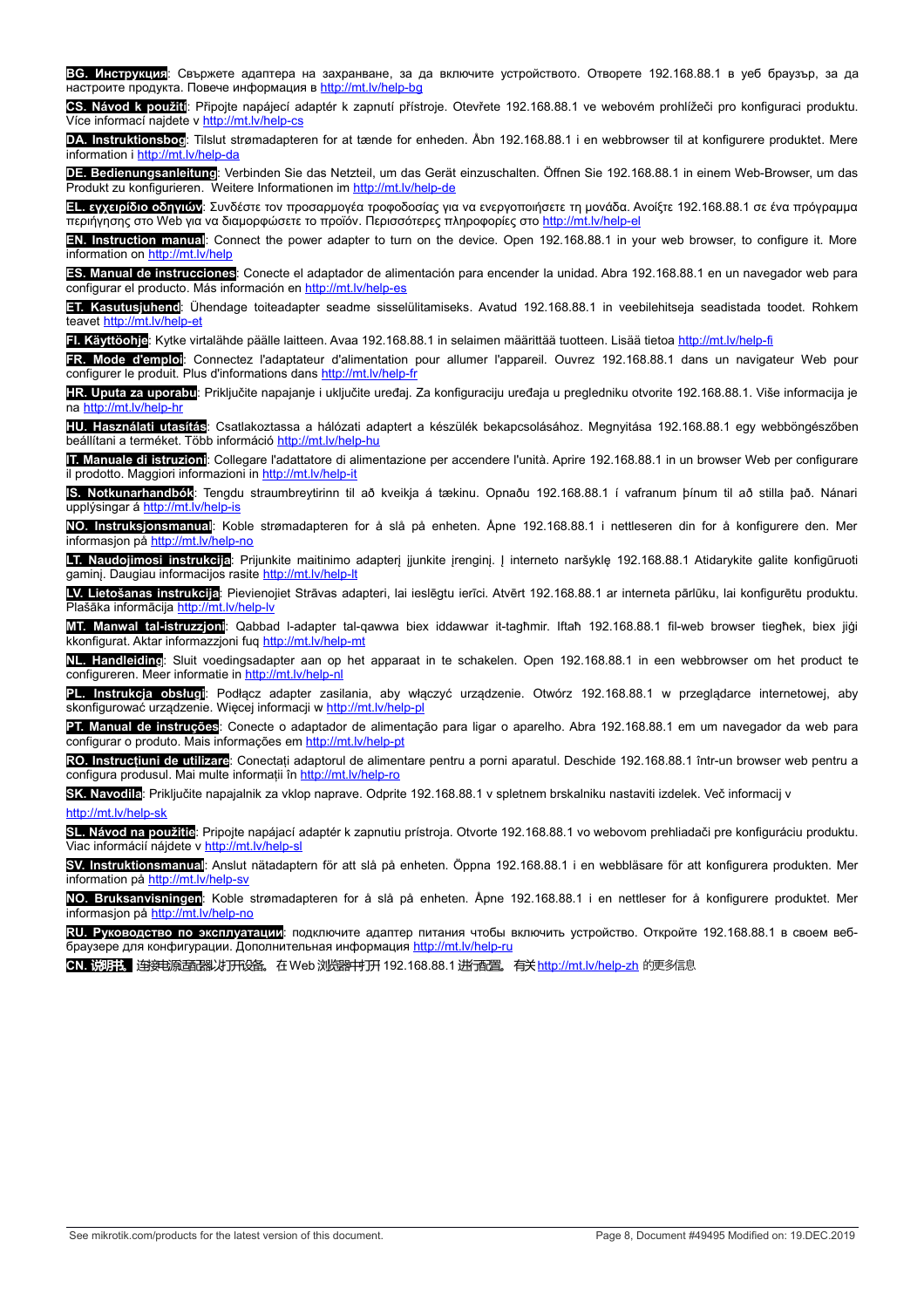**BG. Инструкция**: Свържете адаптера на захранване, за да включите устройството. Отворете 192.168.88.1 в уеб браузър, за да настроите продукта. Повече информация в http://mt.lv/help-bg

**CS. Návod k použití**: Připojte napájecí adaptér k zapnutí přístroje. Otevřete 192.168.88.1 ve webovém prohlížeči pro konfiguraci produktu. Více informací najdete v http://mt.lv/help-cs

**DA. Instruktionsbog**: Tilslut strømadapteren for at tænde for enheden. Åbn 192.168.88.1 i en webbrowser til at konfigurere produktet. Mere information i http://mt.lv/help-da

**DE. Bedienungsanleitung**: Verbinden Sie das Netzteil, um das Gerät einzuschalten. Öffnen Sie 192.168.88.1 in einem Web-Browser, um das Produkt zu konfigurieren. Weitere Informationen im http://mt.lv/help-de

**EL. εγχειρίδιο οδηγιών**: Συνδέστε τον προσαρμογέα τροφοδοσίας για να ενεργοποιήσετε τη μονάδα. Ανοίξτε 192.168.88.1 σε ένα πρόγραμμα περιήγησης στο Web για να διαμορφώσετε το προϊόν. Περισσότερες πληροφορίες στο http://mt.lv/help-el

**EN. Instruction manual**: Connect the power adapter to turn on the device. Open 192.168.88.1 in your web browser, to configure it. More information on http://mt.lv/help

**ES. Manual de instrucciones**: Conecte el adaptador de alimentación para encender la unidad. Abra 192.168.88.1 en un navegador web para configurar el producto. Más información en http://mt.lv/help-es

**ET. Kasutusjuhend**: Ühendage toiteadapter seadme sisselülitamiseks. Avatud 192.168.88.1 in veebilehitseja seadistada toodet. Rohkem teavet http://mt.lv/help-et

**FI. Käyttöohje**: Kytke virtalähde päälle laitteen. Avaa 192.168.88.1 in selaimen määrittää tuotteen. Lisää tietoa http://mt.lv/help-fi

**FR. Mode d'emploi**: Connectez l'adaptateur d'alimentation pour allumer l'appareil. Ouvrez 192.168.88.1 dans un navigateur Web pour configurer le produit. Plus d'informations dans http://mt.lv/help-fr

**HR. Uputa za uporabu**: Priključite napajanje i uključite uređaj. Za konfiguraciju uređaja u pregledniku otvorite 192.168.88.1. Više informacija je na http://mt.lv/help-hr

**HU. Használati utasítás**: Csatlakoztassa a hálózati adaptert a készülék bekapcsolásához. Megnyitása 192.168.88.1 egy webböngészőben beállítani a terméket. Több információ http://mt.lv/help-hu

**IT. Manuale di istruzioni**: Collegare l'adattatore di alimentazione per accendere l'unità. Aprire 192.168.88.1 in un browser Web per configurare il prodotto. Maggiori informazioni in http://mt.lv/help-it

**IS. Notkunarhandbók**: Tengdu straumbreytirinn til að kveikja á tækinu. Opnaðu 192.168.88.1 í vafranum þínum til að stilla það. Nánari upplýsingar á http://mt.lv/help-is

**NO. Instruksjonsmanual**: Koble strømadapteren for å slå på enheten. Åpne 192.168.88.1 i nettleseren din for å konfigurere den. Mer informasjon på http://mt.lv/help-no

**LT. Naudojimosi instrukcija**: Prijunkite maitinimo adapterį įjunkite įrenginį. Į interneto naršyklę 192.168.88.1 Atidarykite galite konfigūruoti gaminį. Daugiau informacijos rasite http://mt.lv/help-lt

**LV. Lietošanas instrukcija**: Pievienojiet Strāvas adapteri, lai ieslēgtu ierīci. Atvērt 192.168.88.1 ar interneta pārlūku, lai konfigurētu produktu. Plašāka informācija http://mt.lv/help-lv

**MT. Manwal tal-istruzzjoni**: Qabbad l-adapter tal-qawwa biex iddawwar it-tagħmir. Iftaħ 192.168.88.1 fil-web browser tiegħek, biex jiġi kkonfigurat. Aktar informazzjoni fuq http://mt.lv/help-mt

**NL. Handleiding**: Sluit voedingsadapter aan op het apparaat in te schakelen. Open 192.168.88.1 in een webbrowser om het product te configureren. Meer informatie in http://mt.lv/help-nl

**PL. Instrukcja obsługi**: Podłącz adapter zasilania, aby włączyć urządzenie. Otwórz 192.168.88.1 w przeglądarce internetowej, aby skonfigurować urządzenie. Więcej informacji w http://mt.lv/help-pl

**PT. Manual de instruções**: Conecte o adaptador de alimentação para ligar o aparelho. Abra 192.168.88.1 em um navegador da web para configurar o produto. Mais informações em http://mt.lv/help-pt

**RO. Instrucțiuni de utilizare**: Conectați adaptorul de alimentare pentru a porni aparatul. Deschide 192.168.88.1 într-un browser web pentru a configura produsul. Mai multe informații în http://mt.lv/help-ro

**SK. Navodila**: Priključite napajalnik za vklop naprave. Odprite 192.168.88.1 v spletnem brskalniku nastaviti izdelek. Več informacij v http://mt.lv/help-sk

**SL. Návod na použitie**: Pripojte napájací adaptér k zapnutiu prístroja. Otvorte 192.168.88.1 vo webovom prehliadači pre konfiguráciu produktu. Viac informácií nájdete v http://mt.lv/help-sl

**SV. Instruktionsmanual**: Anslut nätadaptern för att slå på enheten. Öppna 192.168.88.1 i en webbläsare för att konfigurera produkten. Mer information på http://mt.lv/help-sv

**NO. Bruksanvisningen**: Koble strømadapteren for å slå på enheten. Åpne 192.168.88.1 i en nettleser for å konfigurere produktet. Mer informasjon på http://mt.lv/help-no

**RU. Руководство по эксплуатации**: подключите адаптер питания чтобы включить устройство. Откройте 192.168.88.1 в своем веб-браузере для конфигурации. Дополнительная информация http://mt.lv/help-ru

**CN. 说明书.** 连接电源适配器以打开设备。 在 Web 浏览器中打开 192.168.88.1 进行配置。 有关 http://mt.lv/help-zh 的更多信息

See mikrotik.com/products for the latest version of this document. Document #49495 Modified on: 19.DEC.2019